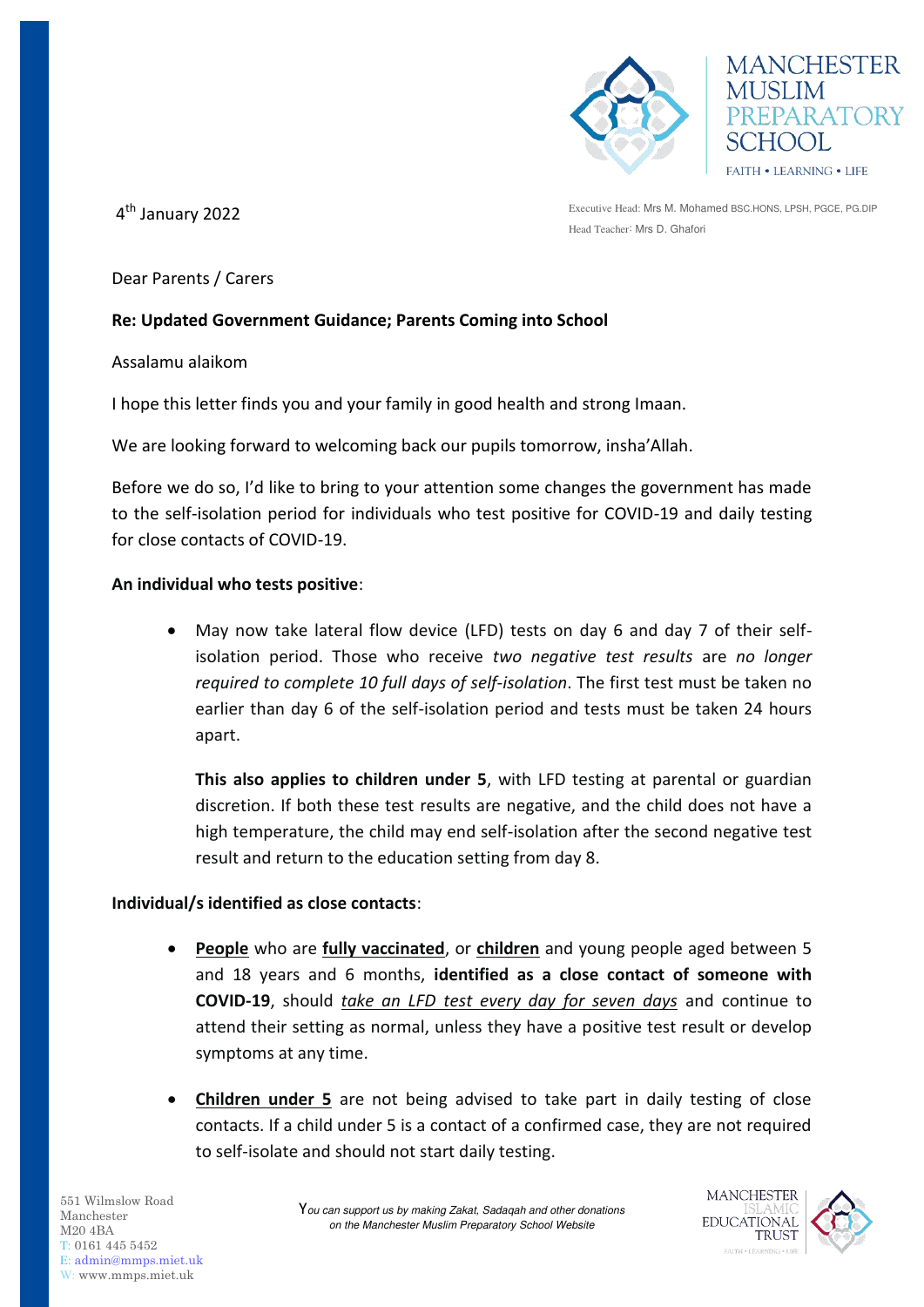MANCHESTER MUSLIM PREPARATORY SCHOOL

FAITH • LEARNING • LIFE

4th January 2022

Executive Head: Mrs M. Mohamed BSC.HONS, LPSH, PGCE, PG.DIP
Head Teacher: Mrs D. Ghafori

Dear Parents / Carers

**Re: Updated Government Guidance; Parents Coming into School**

Assalamu alaikom

I hope this letter finds you and your family in good health and strong Imaan.

We are looking forward to welcoming back our pupils tomorrow, insha'Allah.

Before we do so, I'd like to bring to your attention some changes the government has made to the self-isolation period for individuals who test positive for COVID-19 and daily testing for close contacts of COVID-19.

**An individual who tests positive**:

- May now take lateral flow device (LFD) tests on day 6 and day 7 of their self-isolation period. Those who receive *two negative test results* are *no longer required to complete 10 full days of self-isolation*. The first test must be taken no earlier than day 6 of the self-isolation period and tests must be taken 24 hours apart.

  **This also applies to children under 5**, with LFD testing at parental or guardian discretion. If both these test results are negative, and the child does not have a high temperature, the child may end self-isolation after the second negative test result and return to the education setting from day 8.

**Individual/s identified as close contacts**:

- **People** who are **fully vaccinated**, or **children** and young people aged between 5 and 18 years and 6 months, **identified as a close contact of someone with COVID-19**, should *take an LFD test every day for seven days* and continue to attend their setting as normal, unless they have a positive test result or develop symptoms at any time.

- **Children under 5** are not being advised to take part in daily testing of close contacts. If a child under 5 is a contact of a confirmed case, they are not required to self-isolate and should not start daily testing.

551 Wilmslow Road
Manchester
M20 4BA
T: 0161 445 5452
E: admin@mmps.miet.uk
W: www.mmps.miet.uk

*You can support us by making Zakat, Sadaqah and other donations on the Manchester Muslim Preparatory School Website*

MANCHESTER ISLAMIC EDUCATIONAL TRUST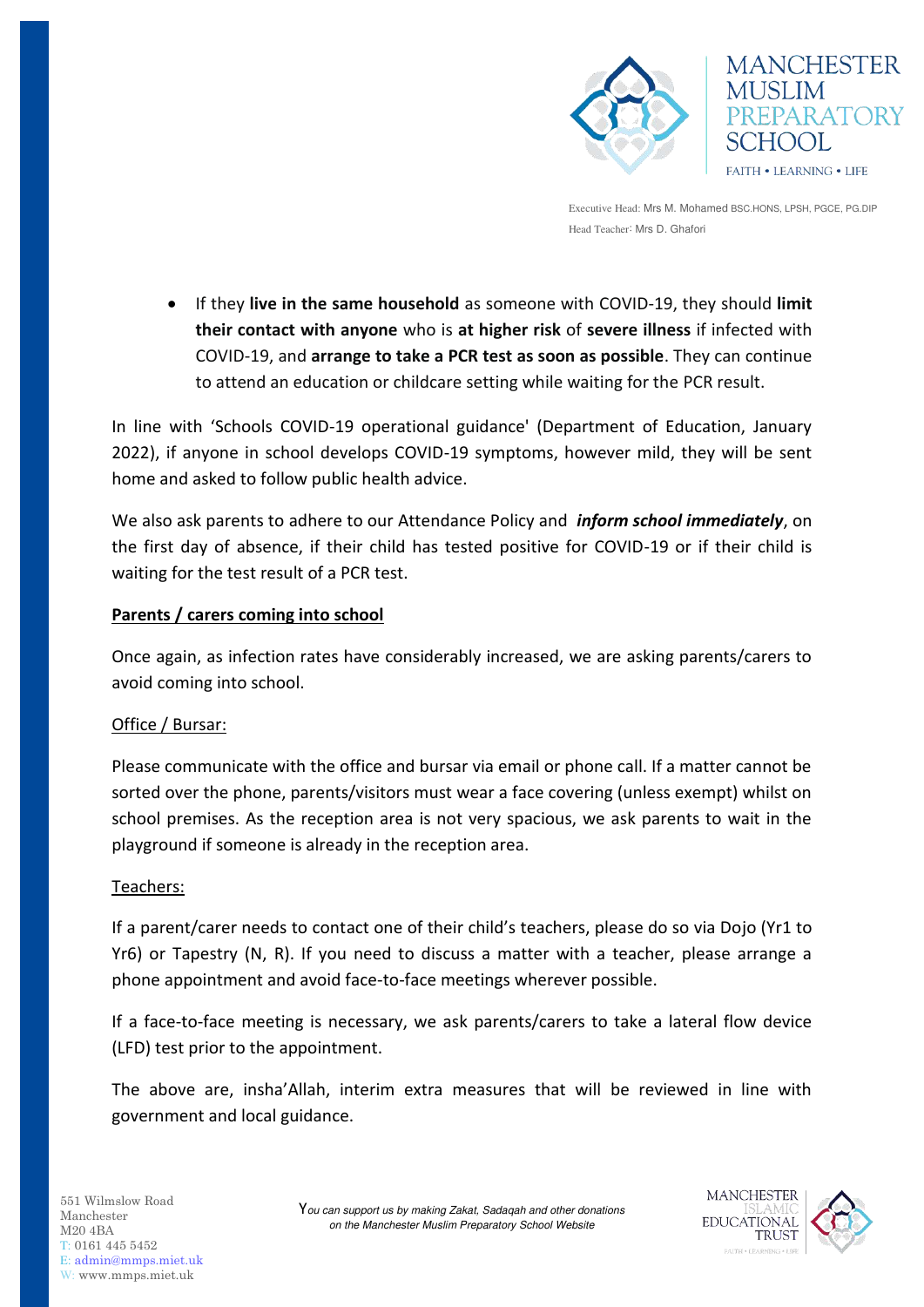- If they **live in the same household** as someone with COVID-19, they should **limit their contact with anyone** who is **at higher risk** of **severe illness** if infected with COVID-19, and **arrange to take a PCR test as soon as possible**. They can continue to attend an education or childcare setting while waiting for the PCR result.

In line with 'Schools COVID-19 operational guidance' (Department of Education, January 2022), if anyone in school develops COVID-19 symptoms, however mild, they will be sent home and asked to follow public health advice.

We also ask parents to adhere to our Attendance Policy and ***inform school immediately***, on the first day of absence, if their child has tested positive for COVID-19 or if their child is waiting for the test result of a PCR test.

**<u>Parents / carers coming into school</u>**

Once again, as infection rates have considerably increased, we are asking parents/carers to avoid coming into school.

<u>Office / Bursar:</u>

Please communicate with the office and bursar via email or phone call. If a matter cannot be sorted over the phone, parents/visitors must wear a face covering (unless exempt) whilst on school premises. As the reception area is not very spacious, we ask parents to wait in the playground if someone is already in the reception area.

<u>Teachers:</u>

If a parent/carer needs to contact one of their child's teachers, please do so via Dojo (Yr1 to Yr6) or Tapestry (N, R). If you need to discuss a matter with a teacher, please arrange a phone appointment and avoid face-to-face meetings wherever possible.

If a face-to-face meeting is necessary, we ask parents/carers to take a lateral flow device (LFD) test prior to the appointment.

The above are, insha'Allah, interim extra measures that will be reviewed in line with government and local guidance.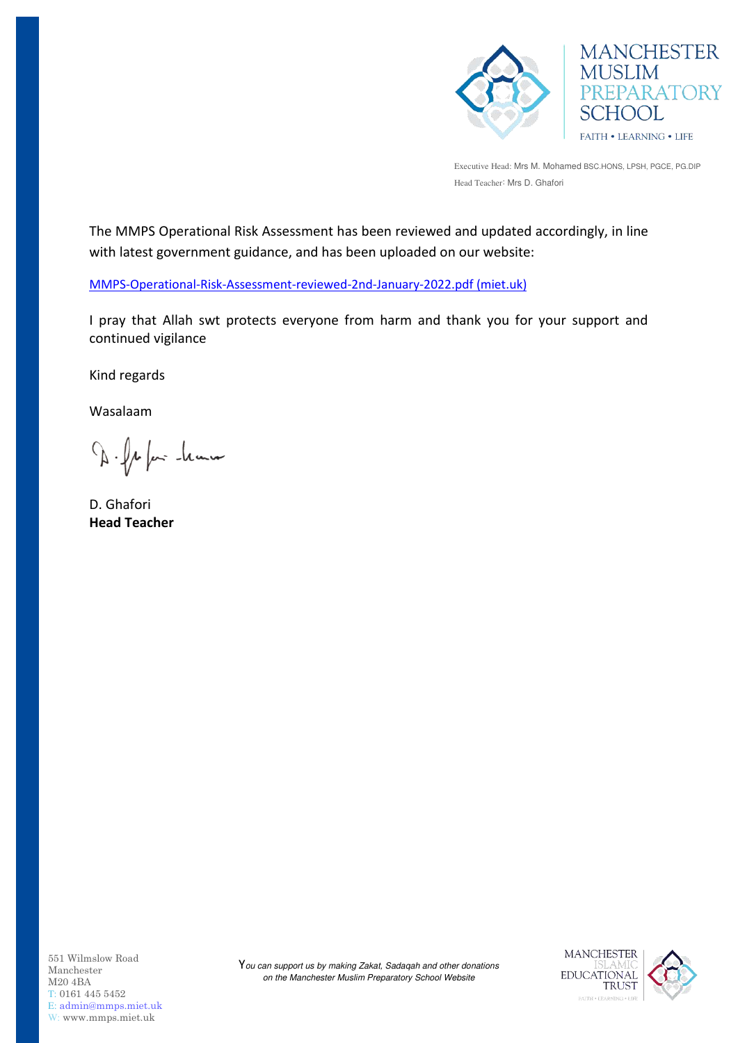The MMPS Operational Risk Assessment has been reviewed and updated accordingly, in line with latest government guidance, and has been uploaded on our website:

[MMPS-Operational-Risk-Assessment-reviewed-2nd-January-2022.pdf (miet.uk)]

I pray that Allah swt protects everyone from harm and thank you for your support and continued vigilance

Kind regards

Wasalaam

D. Ghafori
**Head Teacher**

551 Wilmslow Road
Manchester
M20 4BA
T: 0161 445 5452
E: admin@mmps.miet.uk
W: www.mmps.miet.uk

*You can support us by making Zakat, Sadaqah and other donations on the Manchester Muslim Preparatory School Website*